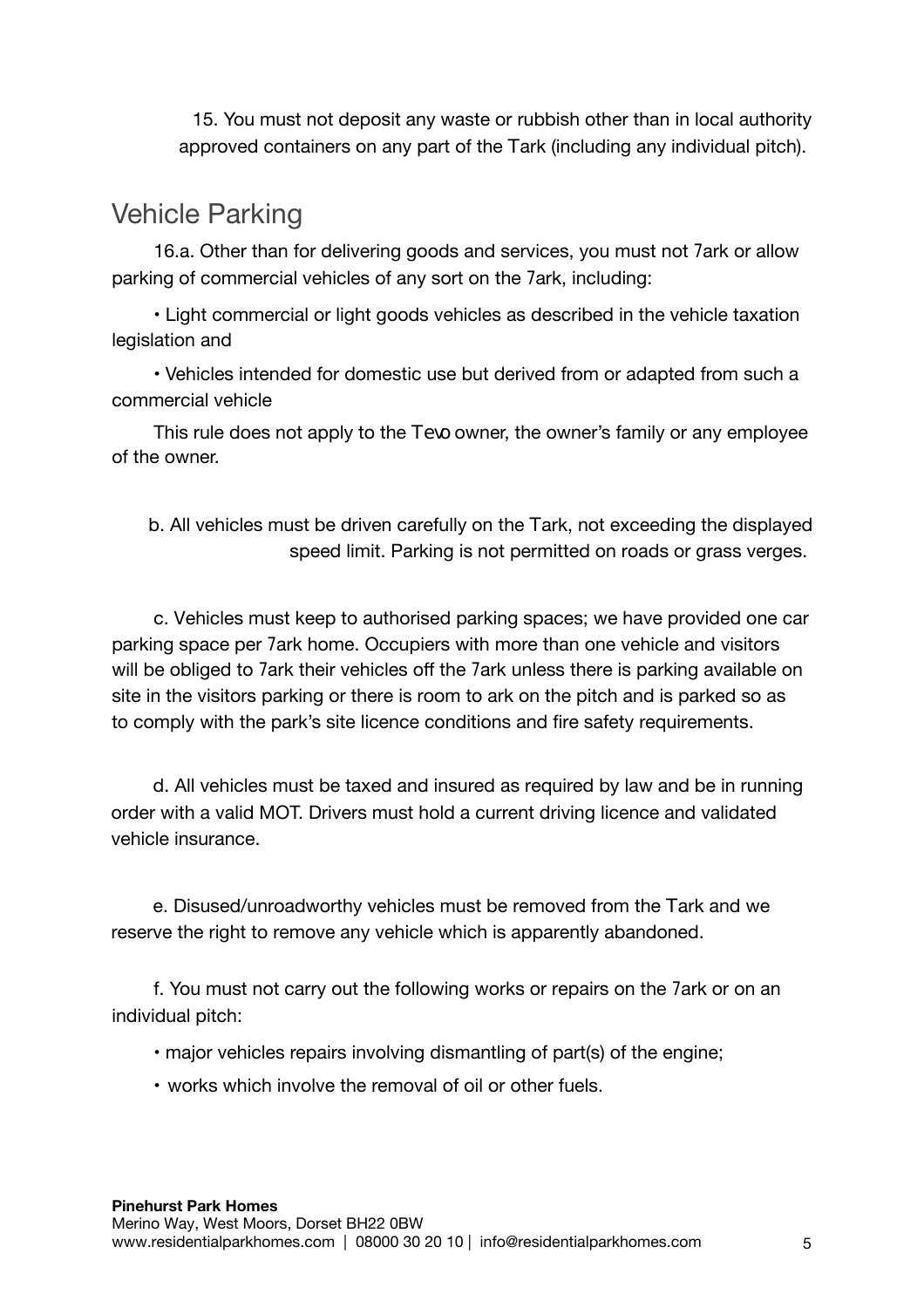15. You must not deposit any waste or rubbish other than in local authority approved containers on any part of the Tark (including any individual pitch).

## Vehicle Parking

16.a. Other than for delivering goods and services, you must not 7ark or allow parking of commercial vehicles of any sort on the 7ark, including:

- Light commercial or light goods vehicles as described in the vehicle taxation legislation and
- Vehicles intended for domestic use but derived from or adapted from such a commercial vehicle

This rule does not apply to the Tevo owner, the owner's family or any employee of the owner.

b. All vehicles must be driven carefully on the Tark, not exceeding the displayed speed limit. Parking is not permitted on roads or grass verges.

c. Vehicles must keep to authorised parking spaces; we have provided one car parking space per 7ark home. Occupiers with more than one vehicle and visitors will be obliged to 7ark their vehicles off the 7ark unless there is parking available on site in the visitors parking or there is room to ark on the pitch and is parked so as to comply with the park's site licence conditions and fire safety requirements.

d. All vehicles must be taxed and insured as required by law and be in running order with a valid MOT. Drivers must hold a current driving licence and validated vehicle insurance.

e. Disused/unroadworthy vehicles must be removed from the Tark and we reserve the right to remove any vehicle which is apparently abandoned.

f. You must not carry out the following works or repairs on the 7ark or on an individual pitch:

- major vehicles repairs involving dismantling of part(s) of the engine;
- works which involve the removal of oil or other fuels.

**Pinehurst Park Homes**
Merino Way, West Moors, Dorset BH22 0BW
www.residentialparkhomes.com | 08000 30 20 10 | info@residentialparkhomes.com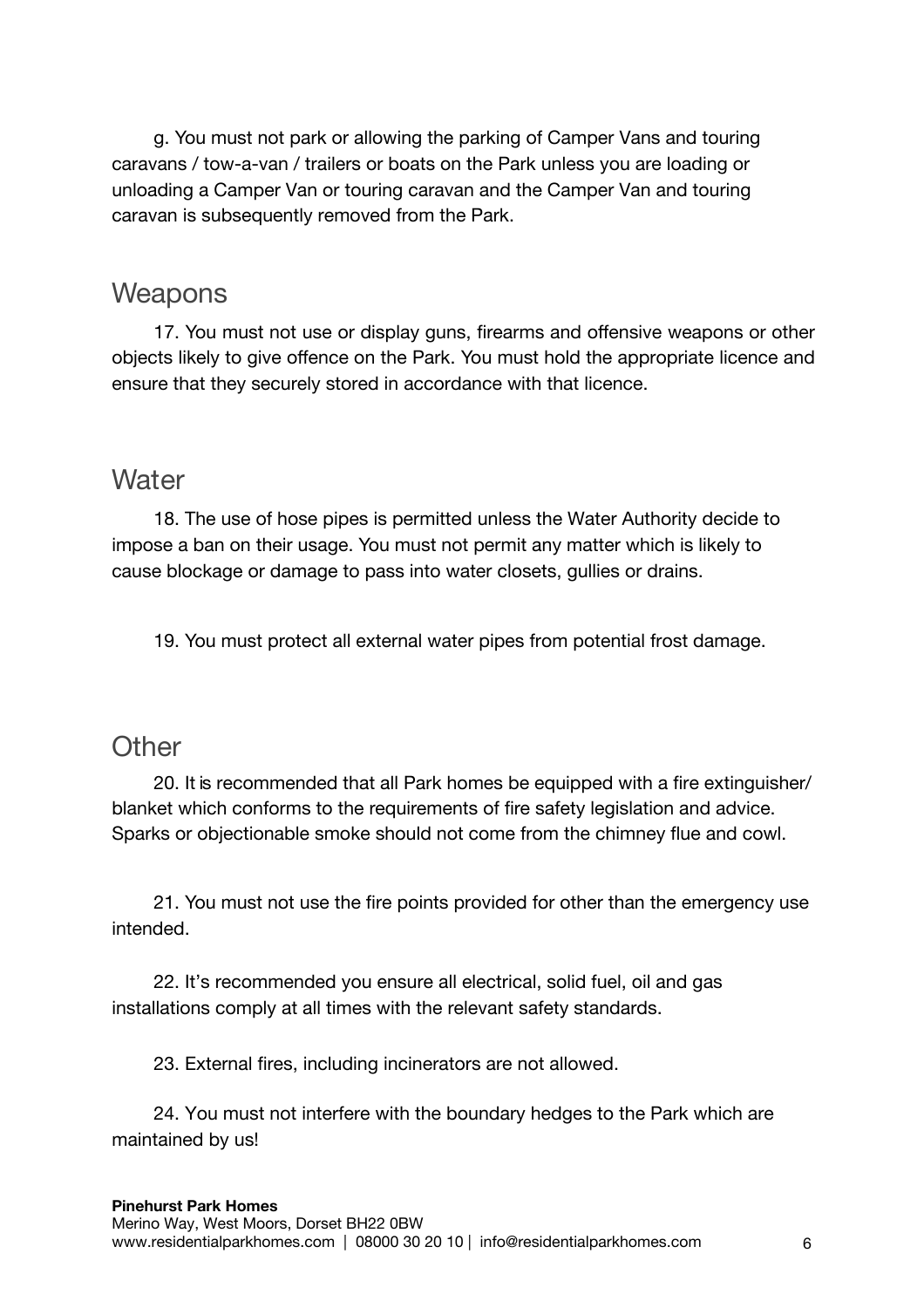g. You must not park or allowing the parking of Camper Vans and touring caravans / tow-a-van / trailers or boats on the Park unless you are loading or unloading a Camper Van or touring caravan and the Camper Van and touring caravan is subsequently removed from the Park.

## Weapons

17. You must not use or display guns, firearms and offensive weapons or other objects likely to give offence on the Park. You must hold the appropriate licence and ensure that they securely stored in accordance with that licence.

## Water

18. The use of hose pipes is permitted unless the Water Authority decide to impose a ban on their usage. You must not permit any matter which is likely to cause blockage or damage to pass into water closets, gullies or drains.

19. You must protect all external water pipes from potential frost damage.

## Other

20. It is recommended that all Park homes be equipped with a fire extinguisher/ blanket which conforms to the requirements of fire safety legislation and advice. Sparks or objectionable smoke should not come from the chimney flue and cowl.

21. You must not use the fire points provided for other than the emergency use intended.

22. It's recommended you ensure all electrical, solid fuel, oil and gas installations comply at all times with the relevant safety standards.

23. External fires, including incinerators are not allowed.

24. You must not interfere with the boundary hedges to the Park which are maintained by us!

**Pinehurst Park Homes**
Merino Way, West Moors, Dorset BH22 0BW
www.residentialparkhomes.com | 08000 30 20 10 | info@residentialparkhomes.com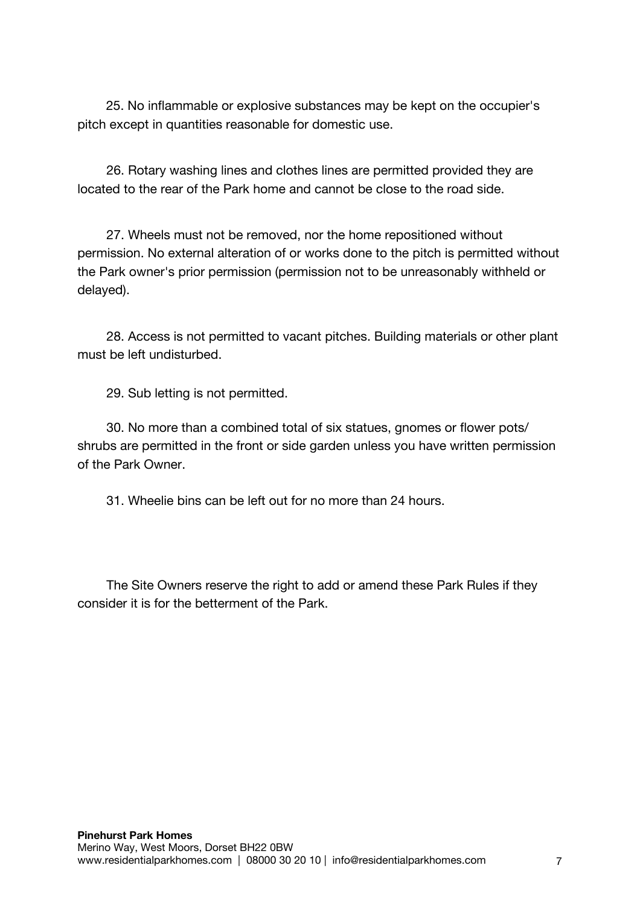25. No inflammable or explosive substances may be kept on the occupier's pitch except in quantities reasonable for domestic use.

26. Rotary washing lines and clothes lines are permitted provided they are located to the rear of the Park home and cannot be close to the road side.

27. Wheels must not be removed, nor the home repositioned without permission. No external alteration of or works done to the pitch is permitted without the Park owner's prior permission (permission not to be unreasonably withheld or delayed).

28. Access is not permitted to vacant pitches. Building materials or other plant must be left undisturbed.

29. Sub letting is not permitted.

30. No more than a combined total of six statues, gnomes or flower pots/ shrubs are permitted in the front or side garden unless you have written permission of the Park Owner.

31. Wheelie bins can be left out for no more than 24 hours.

The Site Owners reserve the right to add or amend these Park Rules if they consider it is for the betterment of the Park.